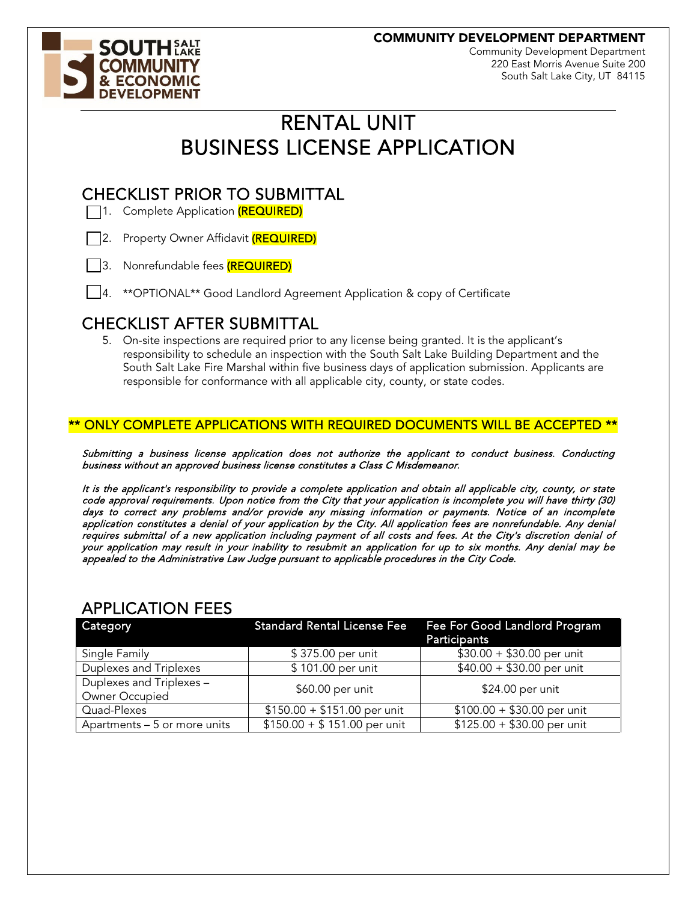**COMMUNITY DEVELOPMENT DEPARTMENT**
Community Development Department
220 East Morris Avenue Suite 200
South Salt Lake City, UT 84115

# RENTAL UNIT BUSINESS LICENSE APPLICATION

## CHECKLIST PRIOR TO SUBMITTAL

- [ ] 1. Complete Application **(REQUIRED)**
- [ ] 2. Property Owner Affidavit **(REQUIRED)**
- [ ] 3. Nonrefundable fees **(REQUIRED)**
- [ ] 4. \*\*OPTIONAL\*\* Good Landlord Agreement Application & copy of Certificate

## CHECKLIST AFTER SUBMITTAL

5. On-site inspections are required prior to any license being granted. It is the applicant's responsibility to schedule an inspection with the South Salt Lake Building Department and the South Salt Lake Fire Marshal within five business days of application submission. Applicants are responsible for conformance with all applicable city, county, or state codes.

**\*\* ONLY COMPLETE APPLICATIONS WITH REQUIRED DOCUMENTS WILL BE ACCEPTED \*\***

*Submitting a business license application does not authorize the applicant to conduct business. Conducting business without an approved business license constitutes a Class C Misdemeanor.*

*It is the applicant's responsibility to provide a complete application and obtain all applicable city, county, or state code approval requirements. Upon notice from the City that your application is incomplete you will have thirty (30) days to correct any problems and/or provide any missing information or payments. Notice of an incomplete application constitutes a denial of your application by the City. All application fees are nonrefundable. Any denial requires submittal of a new application including payment of all costs and fees. At the City's discretion denial of your application may result in your inability to resubmit an application for up to six months. Any denial may be appealed to the Administrative Law Judge pursuant to applicable procedures in the City Code.*

## APPLICATION FEES

| Category | Standard Rental License Fee | Fee For Good Landlord Program Participants |
|---|---|---|
| Single Family | $ 375.00 per unit | $30.00 + $30.00 per unit |
| Duplexes and Triplexes | $ 101.00 per unit | $40.00 + $30.00 per unit |
| Duplexes and Triplexes – Owner Occupied | $60.00 per unit | $24.00 per unit |
| Quad-Plexes | $150.00 + $151.00 per unit | $100.00 + $30.00 per unit |
| Apartments – 5 or more units | $150.00 + $ 151.00 per unit | $125.00 + $30.00 per unit |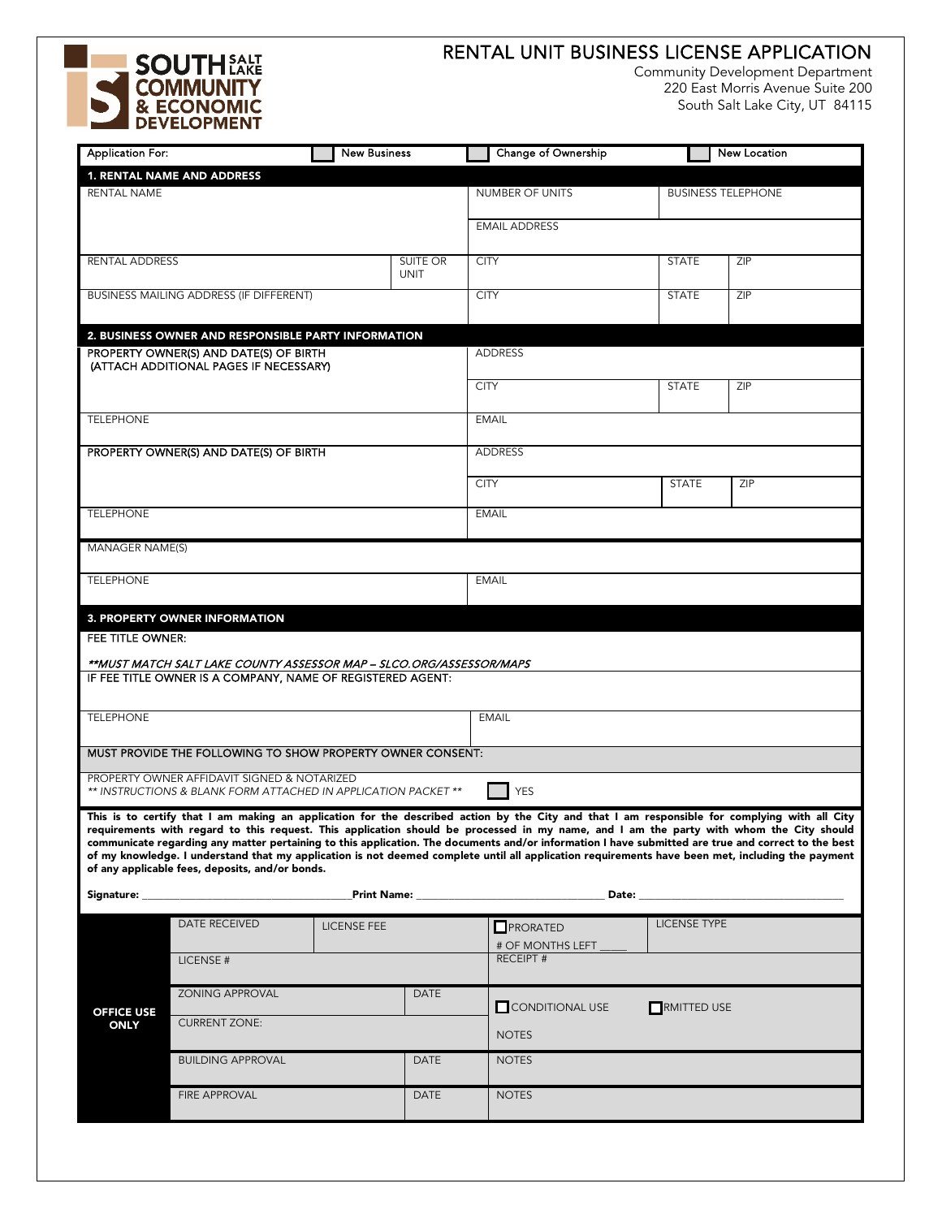SOUTH SALT LAKE COMMUNITY & ECONOMIC DEVELOPMENT

# RENTAL UNIT BUSINESS LICENSE APPLICATION

Community Development Department
220 East Morris Avenue Suite 200
South Salt Lake City, UT 84115

Application For: ☐ New Business ☐ Change of Ownership ☐ New Location

## 1. RENTAL NAME AND ADDRESS

| RENTAL NAME | | NUMBER OF UNITS | BUSINESS TELEPHONE | |
|---|---|---|---|---|
| | | EMAIL ADDRESS | | |
| RENTAL ADDRESS | SUITE OR UNIT | CITY | STATE | ZIP |
| BUSINESS MAILING ADDRESS (IF DIFFERENT) | | CITY | STATE | ZIP |

## 2. BUSINESS OWNER AND RESPONSIBLE PARTY INFORMATION

| PROPERTY OWNER(S) AND DATE(S) OF BIRTH (ATTACH ADDITIONAL PAGES IF NECESSARY) | ADDRESS | | |
|---|---|---|---|
| | CITY | STATE | ZIP |
| TELEPHONE | EMAIL | | |
| PROPERTY OWNER(S) AND DATE(S) OF BIRTH | ADDRESS | | |
| | CITY | STATE | ZIP |
| TELEPHONE | EMAIL | | |
| MANAGER NAME(S) | | | |
| TELEPHONE | EMAIL | | |

## 3. PROPERTY OWNER INFORMATION

FEE TITLE OWNER:

***MUST MATCH SALT LAKE COUNTY ASSESSOR MAP – SLCO.ORG/ASSESSOR/MAPS***

IF FEE TITLE OWNER IS A COMPANY, NAME OF REGISTERED AGENT:

| TELEPHONE | EMAIL |
|---|---|

MUST PROVIDE THE FOLLOWING TO SHOW PROPERTY OWNER CONSENT:

PROPERTY OWNER AFFIDAVIT SIGNED & NOTARIZED
*** INSTRUCTIONS & BLANK FORM ATTACHED IN APPLICATION PACKET *** ☐ YES

**This is to certify that I am making an application for the described action by the City and that I am responsible for complying with all City requirements with regard to this request. This application should be processed in my name, and I am the party with whom the City should communicate regarding any matter pertaining to this application. The documents and/or information I have submitted are true and correct to the best of my knowledge. I understand that my application is not deemed complete until all application requirements have been met, including the payment of any applicable fees, deposits, and/or bonds.**

**Signature:** ____________________ **Print Name:** ____________________ **Date:** ____________________

| OFFICE USE ONLY | | | | |
|---|---|---|---|---|
| DATE RECEIVED | LICENSE FEE | | ☐ PRORATED # OF MONTHS LEFT ____ | LICENSE TYPE |
| LICENSE # | | | RECEIPT # | |
| ZONING APPROVAL | | DATE | ☐ CONDITIONAL USE | ☐ RMITTED USE |
| CURRENT ZONE: | | | NOTES | |
| BUILDING APPROVAL | | DATE | NOTES | |
| FIRE APPROVAL | | DATE | NOTES | |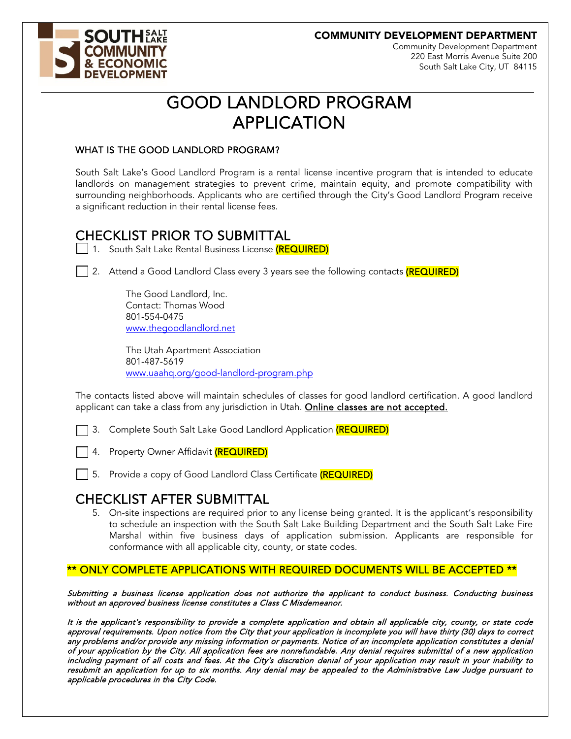**COMMUNITY DEVELOPMENT DEPARTMENT**
Community Development Department
220 East Morris Avenue Suite 200
South Salt Lake City, UT 84115

# GOOD LANDLORD PROGRAM APPLICATION

## WHAT IS THE GOOD LANDLORD PROGRAM?

South Salt Lake's Good Landlord Program is a rental license incentive program that is intended to educate landlords on management strategies to prevent crime, maintain equity, and promote compatibility with surrounding neighborhoods. Applicants who are certified through the City's Good Landlord Program receive a significant reduction in their rental license fees.

## CHECKLIST PRIOR TO SUBMITTAL

- ☐ 1. South Salt Lake Rental Business License **(REQUIRED)**

- ☐ 2. Attend a Good Landlord Class every 3 years see the following contacts **(REQUIRED)**

  The Good Landlord, Inc.
  Contact: Thomas Wood
  801-554-0475
  www.thegoodlandlord.net

  The Utah Apartment Association
  801-487-5619
  www.uaahq.org/good-landlord-program.php

The contacts listed above will maintain schedules of classes for good landlord certification. A good landlord applicant can take a class from any jurisdiction in Utah. Online classes are not accepted.

- ☐ 3. Complete South Salt Lake Good Landlord Application **(REQUIRED)**

- ☐ 4. Property Owner Affidavit **(REQUIRED)**

- ☐ 5. Provide a copy of Good Landlord Class Certificate **(REQUIRED)**

## CHECKLIST AFTER SUBMITTAL

5. On-site inspections are required prior to any license being granted. It is the applicant's responsibility to schedule an inspection with the South Salt Lake Building Department and the South Salt Lake Fire Marshal within five business days of application submission. Applicants are responsible for conformance with all applicable city, county, or state codes.

**\*\* ONLY COMPLETE APPLICATIONS WITH REQUIRED DOCUMENTS WILL BE ACCEPTED \*\***

*Submitting a business license application does not authorize the applicant to conduct business. Conducting business without an approved business license constitutes a Class C Misdemeanor.*

*It is the applicant's responsibility to provide a complete application and obtain all applicable city, county, or state code approval requirements. Upon notice from the City that your application is incomplete you will have thirty (30) days to correct any problems and/or provide any missing information or payments. Notice of an incomplete application constitutes a denial of your application by the City. All application fees are nonrefundable. Any denial requires submittal of a new application including payment of all costs and fees. At the City's discretion denial of your application may result in your inability to resubmit an application for up to six months. Any denial may be appealed to the Administrative Law Judge pursuant to applicable procedures in the City Code.*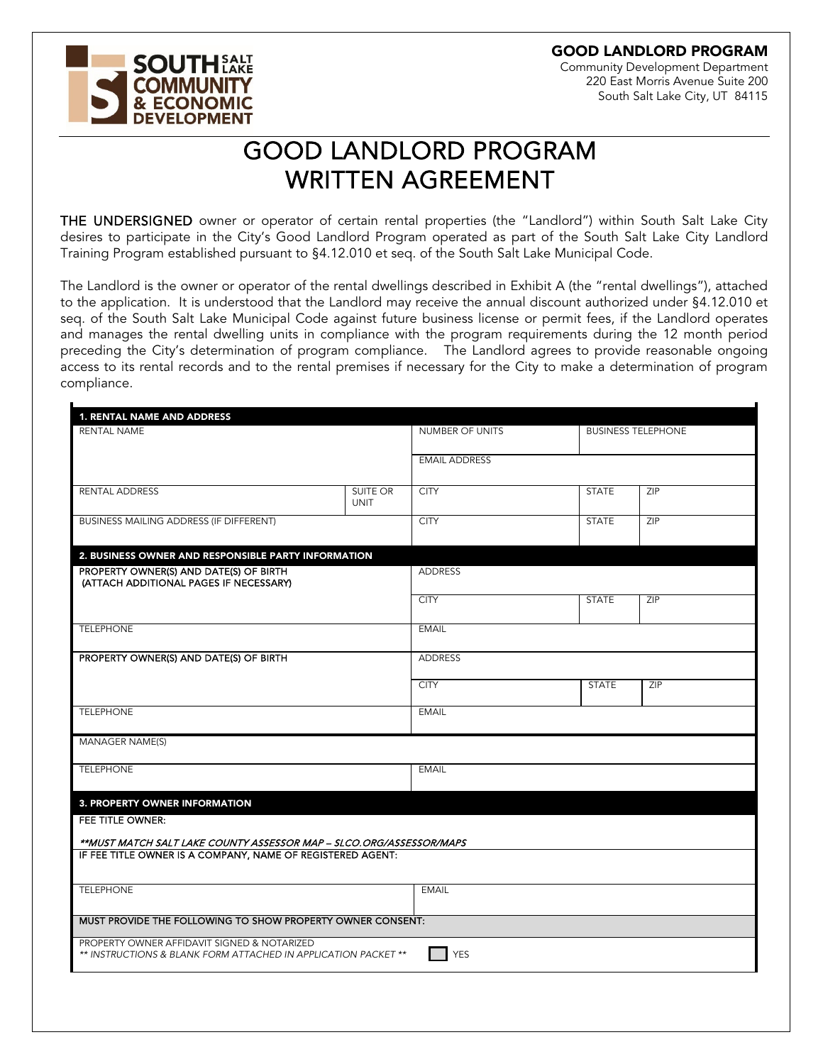**SOUTH SALT LAKE COMMUNITY & ECONOMIC DEVELOPMENT**

**GOOD LANDLORD PROGRAM**
Community Development Department
220 East Morris Avenue Suite 200
South Salt Lake City, UT 84115

# GOOD LANDLORD PROGRAM WRITTEN AGREEMENT

**THE UNDERSIGNED** owner or operator of certain rental properties (the "Landlord") within South Salt Lake City desires to participate in the City's Good Landlord Program operated as part of the South Salt Lake City Landlord Training Program established pursuant to §4.12.010 et seq. of the South Salt Lake Municipal Code.

The Landlord is the owner or operator of the rental dwellings described in Exhibit A (the "rental dwellings"), attached to the application. It is understood that the Landlord may receive the annual discount authorized under §4.12.010 et seq. of the South Salt Lake Municipal Code against future business license or permit fees, if the Landlord operates and manages the rental dwelling units in compliance with the program requirements during the 12 month period preceding the City's determination of program compliance. The Landlord agrees to provide reasonable ongoing access to its rental records and to the rental premises if necessary for the City to make a determination of program compliance.

| **1. RENTAL NAME AND ADDRESS** | | | | |
|---|---|---|---|---|
| RENTAL NAME | | NUMBER OF UNITS | BUSINESS TELEPHONE | |
| | | EMAIL ADDRESS | | |
| RENTAL ADDRESS | SUITE OR UNIT | CITY | STATE | ZIP |
| BUSINESS MAILING ADDRESS (IF DIFFERENT) | | CITY | STATE | ZIP |
| **2. BUSINESS OWNER AND RESPONSIBLE PARTY INFORMATION** | | | | |
| **PROPERTY OWNER(S) AND DATE(S) OF BIRTH (ATTACH ADDITIONAL PAGES IF NECESSARY)** | | ADDRESS | | |
| | | CITY | STATE | ZIP |
| TELEPHONE | | EMAIL | | |
| **PROPERTY OWNER(S) AND DATE(S) OF BIRTH** | | ADDRESS | | |
| | | CITY | STATE | ZIP |
| TELEPHONE | | EMAIL | | |
| MANAGER NAME(S) | | | | |
| TELEPHONE | | EMAIL | | |
| **3. PROPERTY OWNER INFORMATION** | | | | |
| **FEE TITLE OWNER:** *\*\*MUST MATCH SALT LAKE COUNTY ASSESSOR MAP – SLCO.ORG/ASSESSOR/MAPS* | | | | |
| **IF FEE TITLE OWNER IS A COMPANY, NAME OF REGISTERED AGENT:** | | | | |
| TELEPHONE | | EMAIL | | |
| **MUST PROVIDE THE FOLLOWING TO SHOW PROPERTY OWNER CONSENT:** | | | | |
| PROPERTY OWNER AFFIDAVIT SIGNED & NOTARIZED *\*\* INSTRUCTIONS & BLANK FORM ATTACHED IN APPLICATION PACKET \*\** | | ☐ YES | | |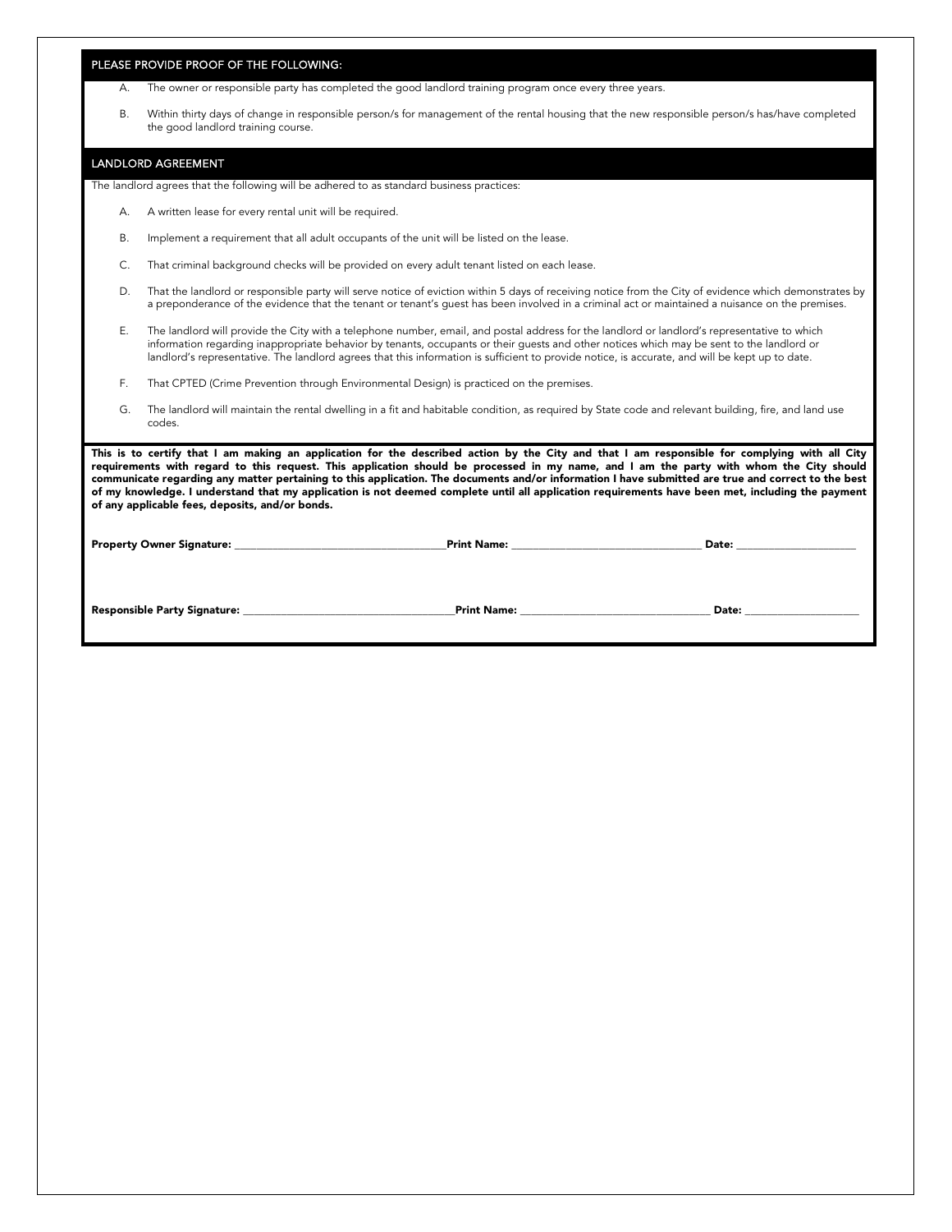## PLEASE PROVIDE PROOF OF THE FOLLOWING:

A. The owner or responsible party has completed the good landlord training program once every three years.

B. Within thirty days of change in responsible person/s for management of the rental housing that the new responsible person/s has/have completed the good landlord training course.

## LANDLORD AGREEMENT

The landlord agrees that the following will be adhered to as standard business practices:

A. A written lease for every rental unit will be required.

B. Implement a requirement that all adult occupants of the unit will be listed on the lease.

C. That criminal background checks will be provided on every adult tenant listed on each lease.

D. That the landlord or responsible party will serve notice of eviction within 5 days of receiving notice from the City of evidence which demonstrates by a preponderance of the evidence that the tenant or tenant's guest has been involved in a criminal act or maintained a nuisance on the premises.

E. The landlord will provide the City with a telephone number, email, and postal address for the landlord or landlord's representative to which information regarding inappropriate behavior by tenants, occupants or their guests and other notices which may be sent to the landlord or landlord's representative. The landlord agrees that this information is sufficient to provide notice, is accurate, and will be kept up to date.

F. That CPTED (Crime Prevention through Environmental Design) is practiced on the premises.

G. The landlord will maintain the rental dwelling in a fit and habitable condition, as required by State code and relevant building, fire, and land use codes.

**This is to certify that I am making an application for the described action by the City and that I am responsible for complying with all City requirements with regard to this request. This application should be processed in my name, and I am the party with whom the City should communicate regarding any matter pertaining to this application. The documents and/or information I have submitted are true and correct to the best of my knowledge. I understand that my application is not deemed complete until all application requirements have been met, including the payment of any applicable fees, deposits, and/or bonds.**

**Property Owner Signature:** ______________________ **Print Name:** ______________________ **Date:** ______________

**Responsible Party Signature:** ______________________ **Print Name:** ______________________ **Date:** ______________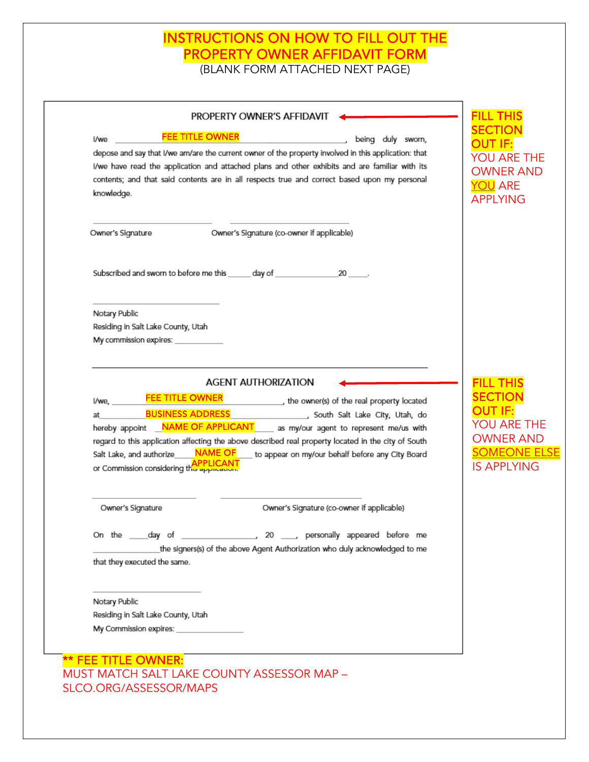# INSTRUCTIONS ON HOW TO FILL OUT THE PROPERTY OWNER AFFIDAVIT FORM

(BLANK FORM ATTACHED NEXT PAGE)

## PROPERTY OWNER'S AFFIDAVIT

**FILL THIS SECTION OUT IF:** YOU ARE THE OWNER AND YOU ARE APPLYING

I/we ____FEE TITLE OWNER____, being duly sworn, depose and say that I/we am/are the current owner of the property involved in this application: that I/we have read the application and attached plans and other exhibits and are familiar with its contents; and that said contents are in all respects true and correct based upon my personal knowledge.

_______________________ Owner's Signature

_______________________ Owner's Signature (co-owner if applicable)

Subscribed and sworn to before me this _____ day of ______________ 20 _____.

_______________________

Notary Public

Residing in Salt Lake County, Utah

My commission expires: ___________

## AGENT AUTHORIZATION

**FILL THIS SECTION OUT IF:** YOU ARE THE OWNER AND SOMEONE ELSE IS APPLYING

I/we, ____FEE TITLE OWNER____, the owner(s) of the real property located at ____BUSINESS ADDRESS____, South Salt Lake City, Utah, do hereby appoint ____NAME OF APPLICANT____ as my/our agent to represent me/us with regard to this application affecting the above described real property located in the city of South Salt Lake, and authorize ____NAME OF APPLICANT____ to appear on my/our behalf before any City Board or Commission considering this application.

_______________________ Owner's Signature

_______________________ Owner's Signature (co-owner if applicable)

On the ____day of ________________, 20 ___, personally appeared before me ______________the signers(s) of the above Agent Authorization who duly acknowledged to me that they executed the same.

_______________________

Notary Public

Residing in Salt Lake County, Utah

My Commission expires: ______________

**\*\* FEE TITLE OWNER:** MUST MATCH SALT LAKE COUNTY ASSESSOR MAP – SLCO.ORG/ASSESSOR/MAPS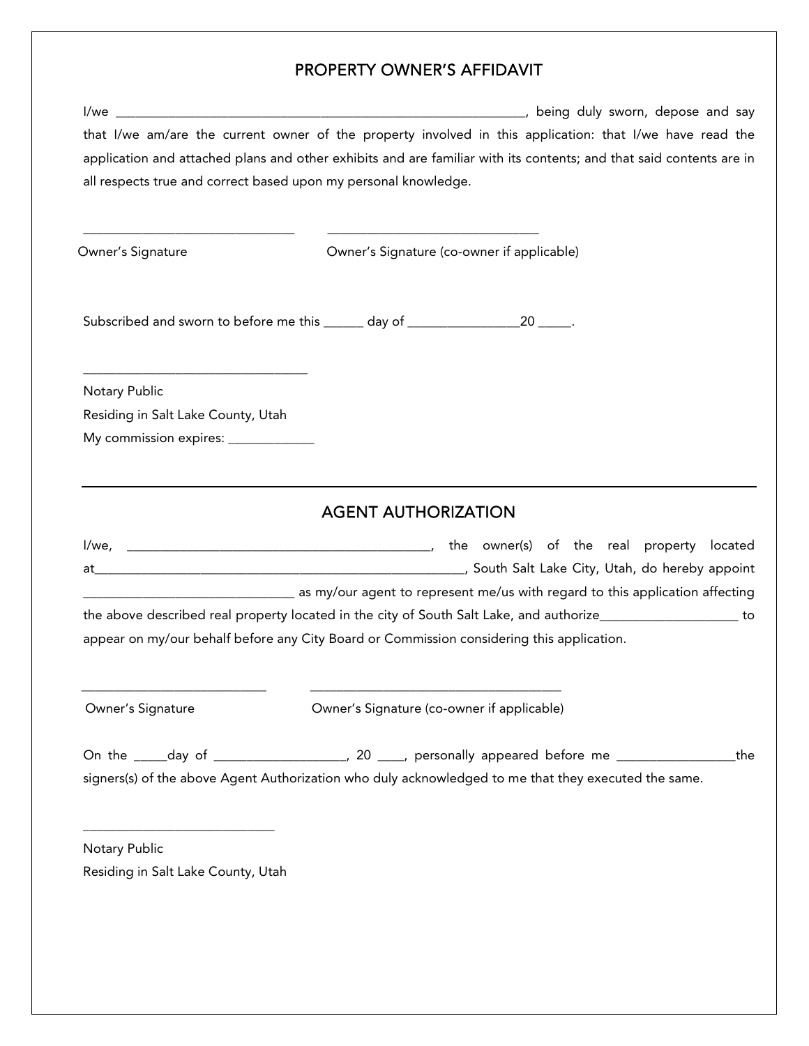## PROPERTY OWNER'S AFFIDAVIT

I/we ____________________________________________________________, being duly sworn, depose and say that I/we am/are the current owner of the property involved in this application: that I/we have read the application and attached plans and other exhibits and are familiar with its contents; and that said contents are in all respects true and correct based upon my personal knowledge.

______________________________ ______________________________

Owner's Signature Owner's Signature (co-owner if applicable)

Subscribed and sworn to before me this ______ day of ________________20 _____.

_________________________________

Notary Public

Residing in Salt Lake County, Utah

My commission expires: ____________

---

## AGENT AUTHORIZATION

I/we, _____________________________________________, the owner(s) of the real property located at_____________________________________________________, South Salt Lake City, Utah, do hereby appoint ______________________________ as my/our agent to represent me/us with regard to this application affecting the above described real property located in the city of South Salt Lake, and authorize____________________ to appear on my/our behalf before any City Board or Commission considering this application.

__________________________ ____________________________________

Owner's Signature Owner's Signature (co-owner if applicable)

On the _____day of ___________________, 20 ____, personally appeared before me _________________the signers(s) of the above Agent Authorization who duly acknowledged to me that they executed the same.

____________________________

Notary Public

Residing in Salt Lake County, Utah